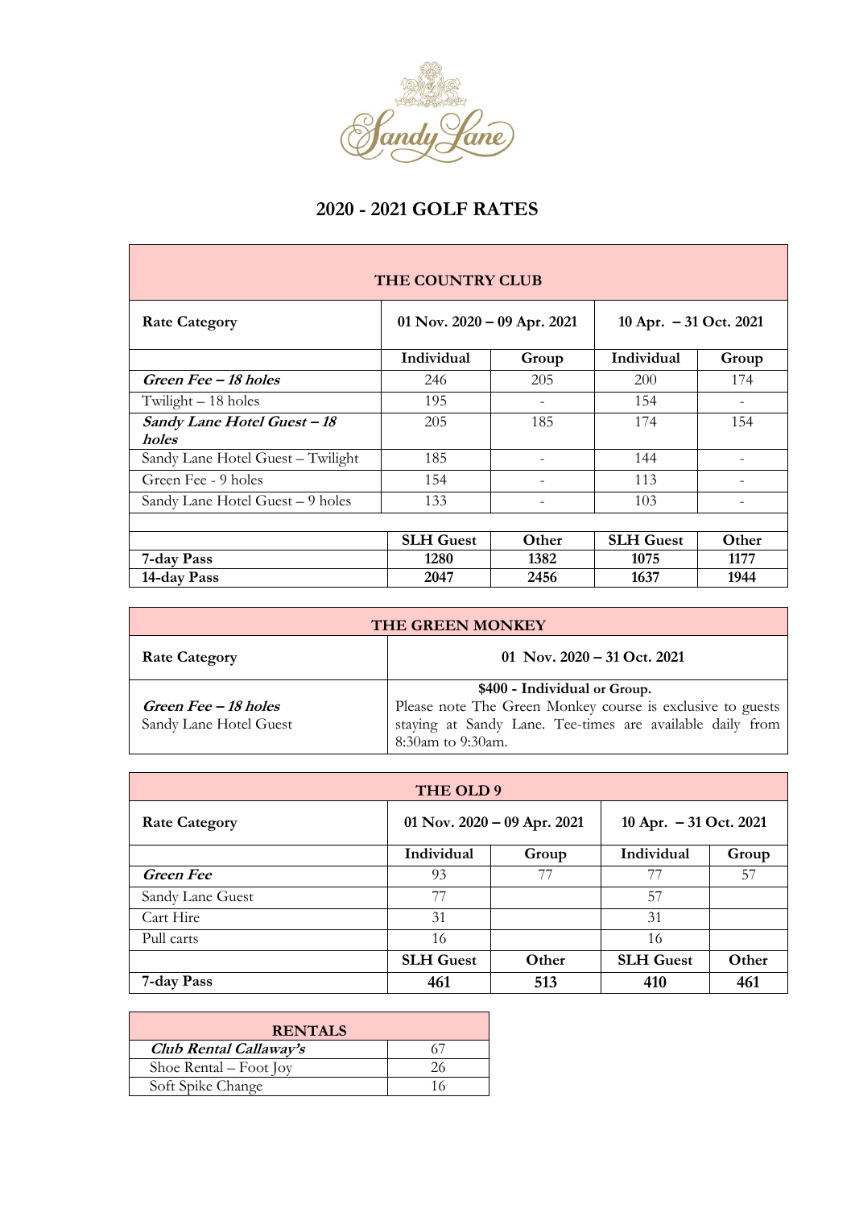Sandy Lane

# 2020 - 2021 GOLF RATES

| THE COUNTRY CLUB | | | | |
|---|---|---|---|---|
| **Rate Category** | **01 Nov. 2020 – 09 Apr. 2021** | | **10 Apr. – 31 Oct. 2021** | |
| | **Individual** | **Group** | **Individual** | **Group** |
| ***Green Fee – 18 holes*** | 246 | 205 | 200 | 174 |
| Twilight – 18 holes | 195 | - | 154 | - |
| ***Sandy Lane Hotel Guest – 18 holes*** | 205 | 185 | 174 | 154 |
| Sandy Lane Hotel Guest – Twilight | 185 | - | 144 | - |
| Green Fee - 9 holes | 154 | - | 113 | - |
| Sandy Lane Hotel Guest – 9 holes | 133 | - | 103 | - |
| | | | | |
| | **SLH Guest** | **Other** | **SLH Guest** | **Other** |
| **7-day Pass** | **1280** | **1382** | **1075** | **1177** |
| **14-day Pass** | **2047** | **2456** | **1637** | **1944** |

| THE GREEN MONKEY | |
|---|---|
| **Rate Category** | **01 Nov. 2020 – 31 Oct. 2021** |
| ***Green Fee – 18 holes*** Sandy Lane Hotel Guest | **$400 - Individual or Group.** Please note The Green Monkey course is exclusive to guests staying at Sandy Lane. Tee-times are available daily from 8:30am to 9:30am. |

| THE OLD 9 | | | | |
|---|---|---|---|---|
| **Rate Category** | **01 Nov. 2020 – 09 Apr. 2021** | | **10 Apr. – 31 Oct. 2021** | |
| | **Individual** | **Group** | **Individual** | **Group** |
| ***Green Fee*** | 93 | 77 | 77 | 57 |
| Sandy Lane Guest | 77 | | 57 | |
| Cart Hire | 31 | | 31 | |
| Pull carts | 16 | | 16 | |
| | **SLH Guest** | **Other** | **SLH Guest** | **Other** |
| **7-day Pass** | **461** | **513** | **410** | **461** |

| RENTALS | |
|---|---|
| ***Club Rental Callaway's*** | 67 |
| Shoe Rental – Foot Joy | 26 |
| Soft Spike Change | 16 |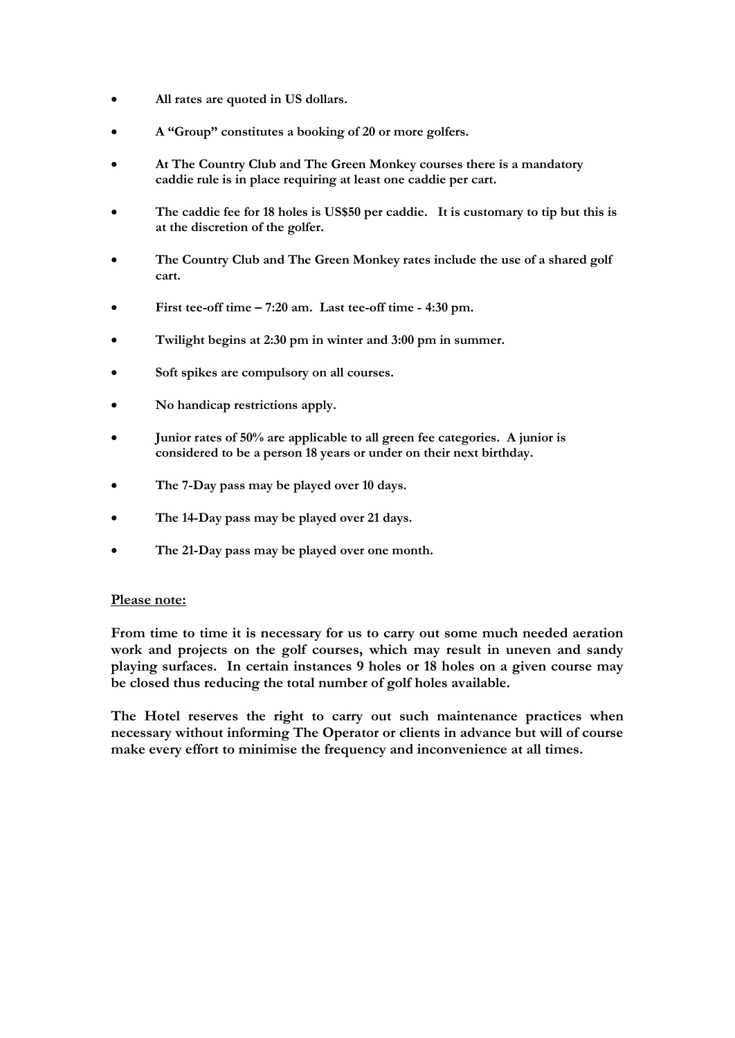- **All rates are quoted in US dollars.**
- **A "Group" constitutes a booking of 20 or more golfers.**
- **At The Country Club and The Green Monkey courses there is a mandatory caddie rule is in place requiring at least one caddie per cart.**
- **The caddie fee for 18 holes is US$50 per caddie. It is customary to tip but this is at the discretion of the golfer.**
- **The Country Club and The Green Monkey rates include the use of a shared golf cart.**
- **First tee-off time – 7:20 am. Last tee-off time - 4:30 pm.**
- **Twilight begins at 2:30 pm in winter and 3:00 pm in summer.**
- **Soft spikes are compulsory on all courses.**
- **No handicap restrictions apply.**
- **Junior rates of 50% are applicable to all green fee categories. A junior is considered to be a person 18 years or under on their next birthday.**
- **The 7-Day pass may be played over 10 days.**
- **The 14-Day pass may be played over 21 days.**
- **The 21-Day pass may be played over one month.**

**Please note:**

**From time to time it is necessary for us to carry out some much needed aeration work and projects on the golf courses, which may result in uneven and sandy playing surfaces. In certain instances 9 holes or 18 holes on a given course may be closed thus reducing the total number of golf holes available.**

**The Hotel reserves the right to carry out such maintenance practices when necessary without informing The Operator or clients in advance but will of course make every effort to minimise the frequency and inconvenience at all times.**